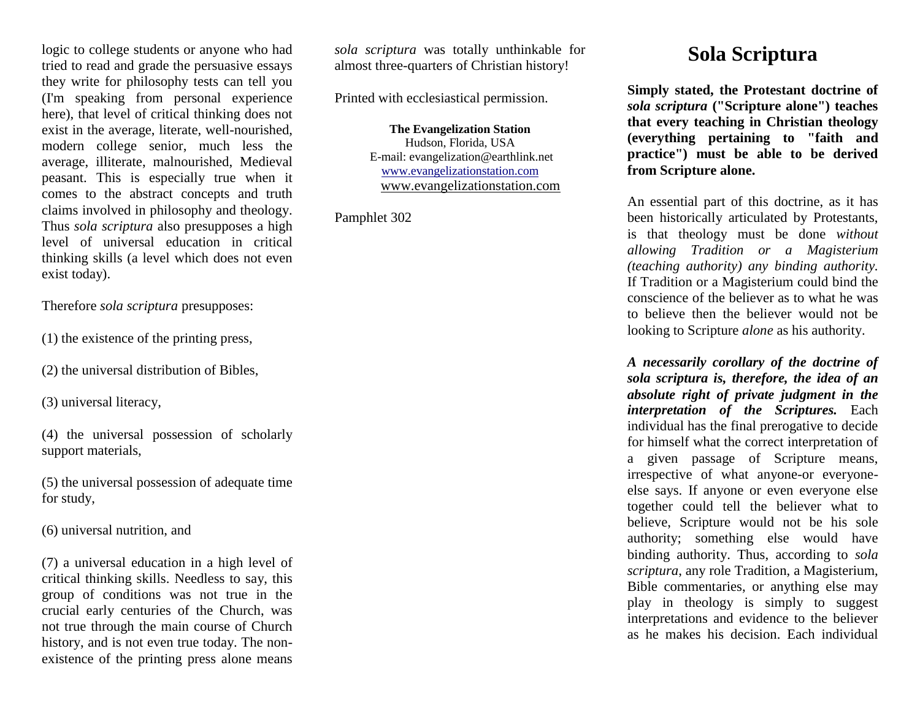logic to college students or anyone who had tried to read and grade the persuasive essays they write for philosophy tests can tell you (I'm speaking from personal experience here), that level of critical thinking does not exist in the average, literate, well-nourished, modern college senior, much less the average, illiterate, malnourished, Medieval peasant. This is especially true when it comes to the abstract concepts and truth claims involved in philosophy and theology. Thus *sola scriptura* also presupposes a high level of universal education in critical thinking skills (a level which does not even exist today).

Therefore *sola scriptura* presupposes:

(1) the existence of the printing press,

(2) the universal distribution of Bibles,

(3) universal literacy,

(4) the universal possession of scholarly support materials,

(5) the universal possession of adequate time for study,

(6) universal nutrition, and

(7) a universal education in a high level of critical thinking skills. Needless to say, this group of conditions was not true in the crucial early centuries of the Church, was not true through the main course of Church history, and is not even true today. The non-existence of the printing press alone means *sola scriptura* was totally unthinkable for almost three-quarters of Christian history!

Printed with ecclesiastical permission.

**The Evangelization Station**
Hudson, Florida, USA
E-mail: evangelization@earthlink.net
www.evangelizationstation.com
www.evangelizationstation.com

Pamphlet 302

# Sola Scriptura

**Simply stated, the Protestant doctrine of *sola scriptura* ("Scripture alone") teaches that every teaching in Christian theology (everything pertaining to "faith and practice") must be able to be derived from Scripture alone.**

An essential part of this doctrine, as it has been historically articulated by Protestants, is that theology must be done *without allowing Tradition or a Magisterium (teaching authority) any binding authority.* If Tradition or a Magisterium could bind the conscience of the believer as to what he was to believe then the believer would not be looking to Scripture *alone* as his authority.

***A necessarily corollary of the doctrine of sola scriptura is, therefore, the idea of an absolute right of private judgment in the interpretation of the Scriptures.*** Each individual has the final prerogative to decide for himself what the correct interpretation of a given passage of Scripture means, irrespective of what anyone-or everyone-else says. If anyone or even everyone else together could tell the believer what to believe, Scripture would not be his sole authority; something else would have binding authority. Thus, according to *sola scriptura*, any role Tradition, a Magisterium, Bible commentaries, or anything else may play in theology is simply to suggest interpretations and evidence to the believer as he makes his decision. Each individual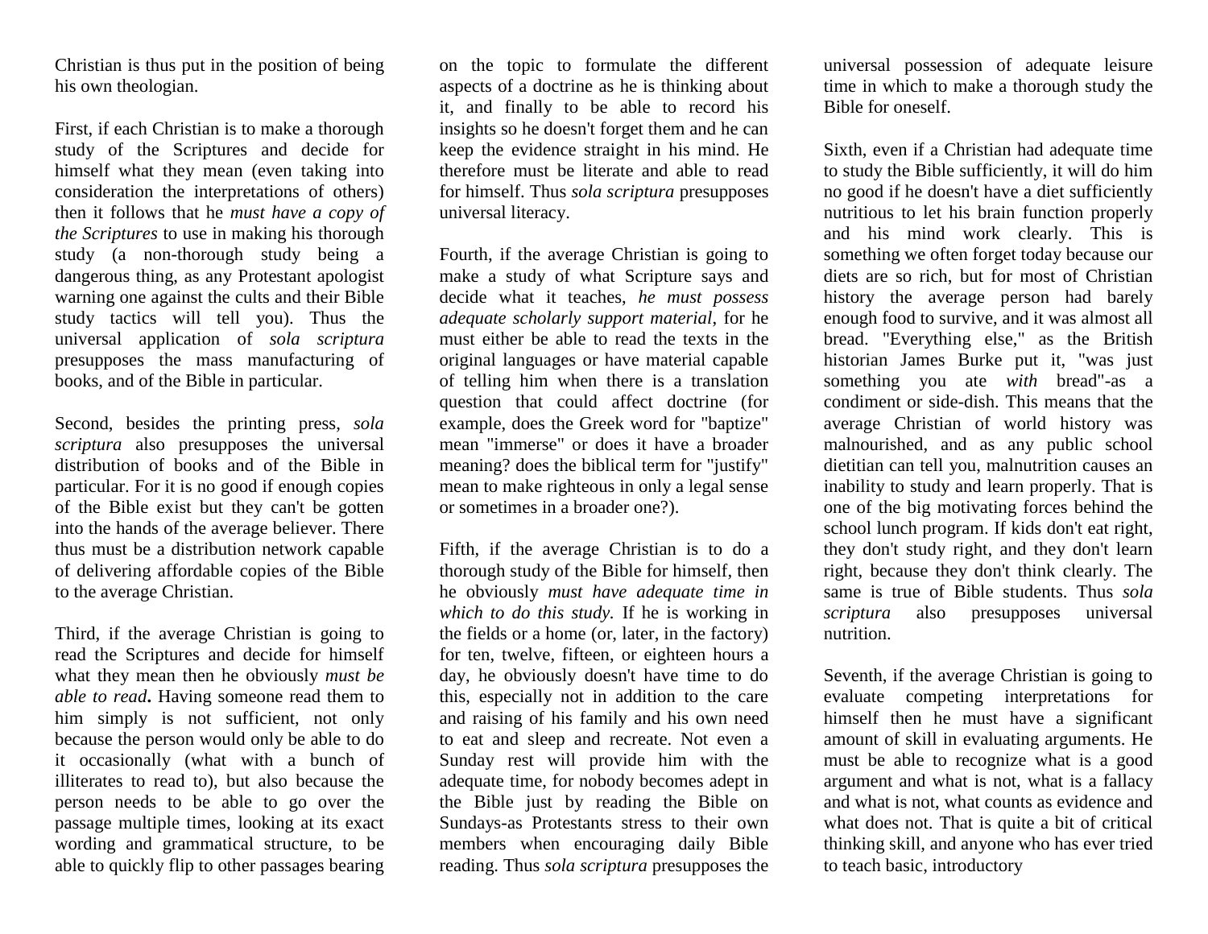Christian is thus put in the position of being his own theologian.

First, if each Christian is to make a thorough study of the Scriptures and decide for himself what they mean (even taking into consideration the interpretations of others) then it follows that he *must have a copy of the Scriptures* to use in making his thorough study (a non-thorough study being a dangerous thing, as any Protestant apologist warning one against the cults and their Bible study tactics will tell you). Thus the universal application of *sola scriptura* presupposes the mass manufacturing of books, and of the Bible in particular.

Second, besides the printing press, *sola scriptura* also presupposes the universal distribution of books and of the Bible in particular. For it is no good if enough copies of the Bible exist but they can't be gotten into the hands of the average believer. There thus must be a distribution network capable of delivering affordable copies of the Bible to the average Christian.

Third, if the average Christian is going to read the Scriptures and decide for himself what they mean then he obviously *must be able to read***.** Having someone read them to him simply is not sufficient, not only because the person would only be able to do it occasionally (what with a bunch of illiterates to read to), but also because the person needs to be able to go over the passage multiple times, looking at its exact wording and grammatical structure, to be able to quickly flip to other passages bearing on the topic to formulate the different aspects of a doctrine as he is thinking about it, and finally to be able to record his insights so he doesn't forget them and he can keep the evidence straight in his mind. He therefore must be literate and able to read for himself. Thus *sola scriptura* presupposes universal literacy.

Fourth, if the average Christian is going to make a study of what Scripture says and decide what it teaches, *he must possess adequate scholarly support material*, for he must either be able to read the texts in the original languages or have material capable of telling him when there is a translation question that could affect doctrine (for example, does the Greek word for "baptize" mean "immerse" or does it have a broader meaning? does the biblical term for "justify" mean to make righteous in only a legal sense or sometimes in a broader one?).

Fifth, if the average Christian is to do a thorough study of the Bible for himself, then he obviously *must have adequate time in which to do this study.* If he is working in the fields or a home (or, later, in the factory) for ten, twelve, fifteen, or eighteen hours a day, he obviously doesn't have time to do this, especially not in addition to the care and raising of his family and his own need to eat and sleep and recreate. Not even a Sunday rest will provide him with the adequate time, for nobody becomes adept in the Bible just by reading the Bible on Sundays-as Protestants stress to their own members when encouraging daily Bible reading. Thus *sola scriptura* presupposes the universal possession of adequate leisure time in which to make a thorough study the Bible for oneself.

Sixth, even if a Christian had adequate time to study the Bible sufficiently, it will do him no good if he doesn't have a diet sufficiently nutritious to let his brain function properly and his mind work clearly. This is something we often forget today because our diets are so rich, but for most of Christian history the average person had barely enough food to survive, and it was almost all bread. "Everything else," as the British historian James Burke put it, "was just something you ate *with* bread"-as a condiment or side-dish. This means that the average Christian of world history was malnourished, and as any public school dietitian can tell you, malnutrition causes an inability to study and learn properly. That is one of the big motivating forces behind the school lunch program. If kids don't eat right, they don't study right, and they don't learn right, because they don't think clearly. The same is true of Bible students. Thus *sola scriptura* also presupposes universal nutrition.

Seventh, if the average Christian is going to evaluate competing interpretations for himself then he must have a significant amount of skill in evaluating arguments. He must be able to recognize what is a good argument and what is not, what is a fallacy and what is not, what counts as evidence and what does not. That is quite a bit of critical thinking skill, and anyone who has ever tried to teach basic, introductory